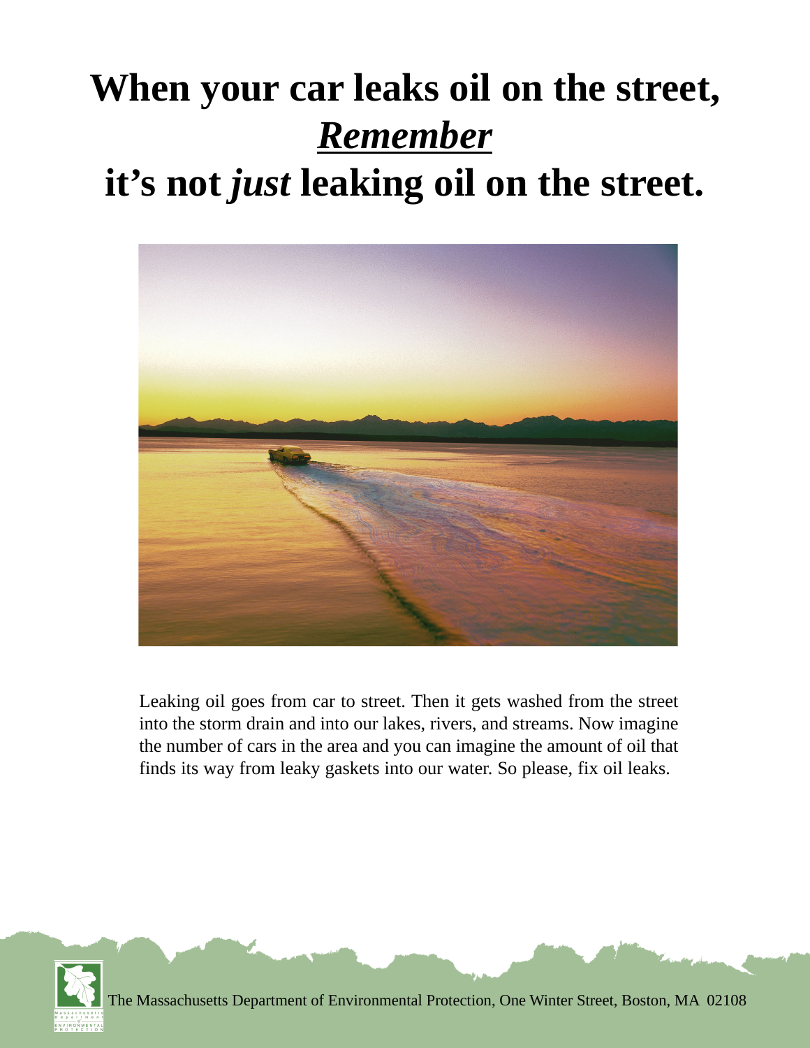# When your car leaks oil on the street, ***Remember*** it's not *just* leaking oil on the street.

Leaking oil goes from car to street. Then it gets washed from the street into the storm drain and into our lakes, rivers, and streams. Now imagine the number of cars in the area and you can imagine the amount of oil that finds its way from leaky gaskets into our water. So please, fix oil leaks.

The Massachusetts Department of Environmental Protection, One Winter Street, Boston, MA 02108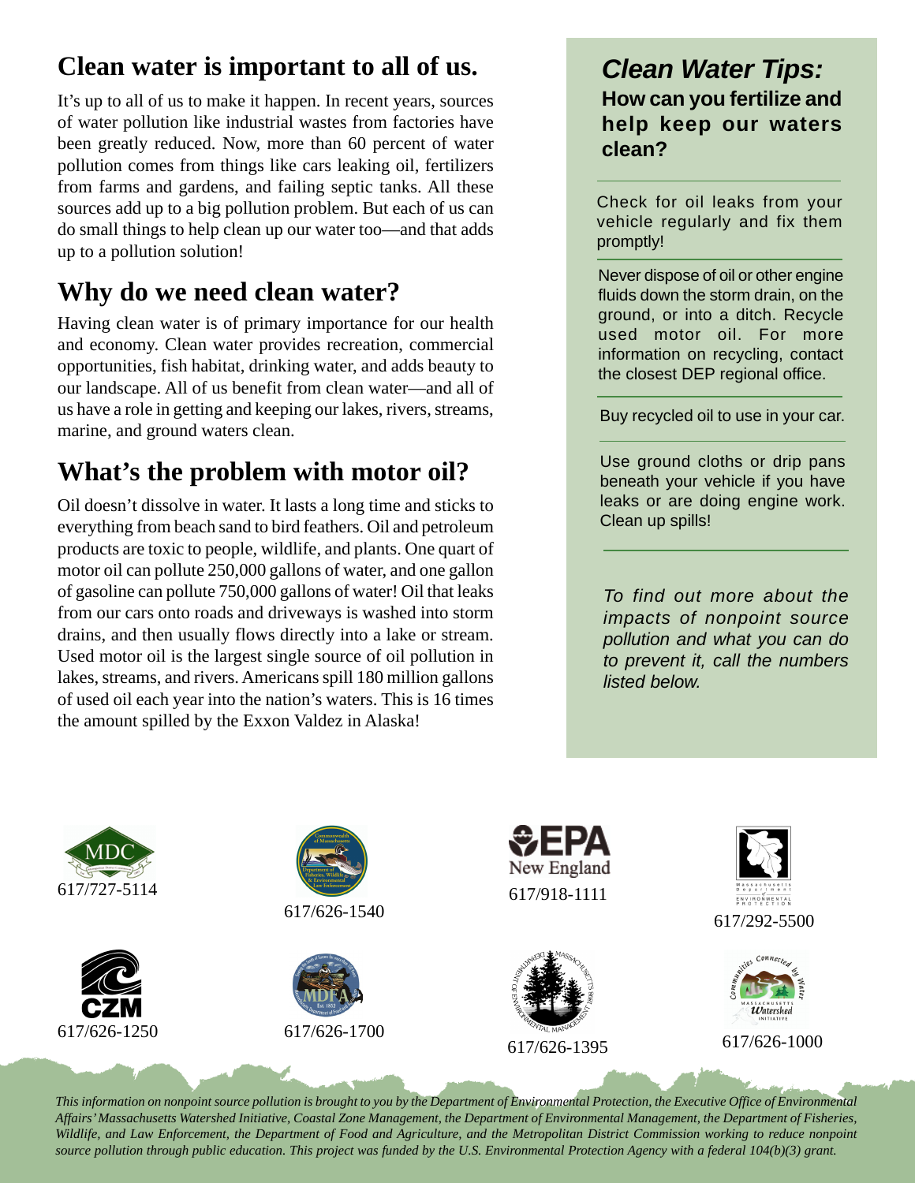## Clean water is important to all of us.

It's up to all of us to make it happen. In recent years, sources of water pollution like industrial wastes from factories have been greatly reduced. Now, more than 60 percent of water pollution comes from things like cars leaking oil, fertilizers from farms and gardens, and failing septic tanks. All these sources add up to a big pollution problem. But each of us can do small things to help clean up our water too—and that adds up to a pollution solution!

## Why do we need clean water?

Having clean water is of primary importance for our health and economy. Clean water provides recreation, commercial opportunities, fish habitat, drinking water, and adds beauty to our landscape. All of us benefit from clean water—and all of us have a role in getting and keeping our lakes, rivers, streams, marine, and ground waters clean.

## What's the problem with motor oil?

Oil doesn't dissolve in water. It lasts a long time and sticks to everything from beach sand to bird feathers. Oil and petroleum products are toxic to people, wildlife, and plants. One quart of motor oil can pollute 250,000 gallons of water, and one gallon of gasoline can pollute 750,000 gallons of water! Oil that leaks from our cars onto roads and driveways is washed into storm drains, and then usually flows directly into a lake or stream. Used motor oil is the largest single source of oil pollution in lakes, streams, and rivers. Americans spill 180 million gallons of used oil each year into the nation's waters. This is 16 times the amount spilled by the Exxon Valdez in Alaska!

## *Clean Water Tips:*

**How can you fertilize and help keep our waters clean?**

Check for oil leaks from your vehicle regularly and fix them promptly!

Never dispose of oil or other engine fluids down the storm drain, on the ground, or into a ditch. Recycle used motor oil. For more information on recycling, contact the closest DEP regional office.

Buy recycled oil to use in your car.

Use ground cloths or drip pans beneath your vehicle if you have leaks or are doing engine work. Clean up spills!

*To find out more about the impacts of nonpoint source pollution and what you can do to prevent it, call the numbers listed below.*

MDC 617/727-5114

617/626-1540

EPA New England 617/918-1111

Massachusetts Department of Environmental Protection 617/292-5500

CZM 617/626-1250

MDFA 617/626-1700

617/626-1395

Massachusetts Watershed Initiative 617/626-1000

*This information on nonpoint source pollution is brought to you by the Department of Environmental Protection, the Executive Office of Environmental Affairs' Massachusetts Watershed Initiative, Coastal Zone Management, the Department of Environmental Management, the Department of Fisheries, Wildlife, and Law Enforcement, the Department of Food and Agriculture, and the Metropolitan District Commission working to reduce nonpoint source pollution through public education. This project was funded by the U.S. Environmental Protection Agency with a federal 104(b)(3) grant.*